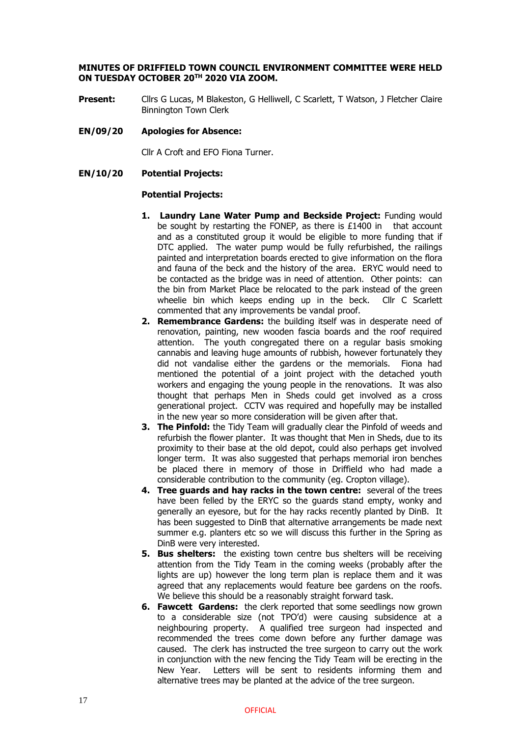**MINUTES OF DRIFFIELD TOWN COUNCIL ENVIRONMENT COMMITTEE WERE HELD ON TUESDAY OCTOBER 20TH 2020 VIA ZOOM.**

**Present:** Cllrs G Lucas, M Blakeston, G Helliwell, C Scarlett, T Watson, J Fletcher Claire Binnington Town Clerk

**EN/09/20 Apologies for Absence:**

Cllr A Croft and EFO Fiona Turner.

**EN/10/20 Potential Projects:**

**Potential Projects:**

1. **Laundry Lane Water Pump and Beckside Project:** Funding would be sought by restarting the FONEP, as there is £1400 in that account and as a constituted group it would be eligible to more funding that if DTC applied. The water pump would be fully refurbished, the railings painted and interpretation boards erected to give information on the flora and fauna of the beck and the history of the area. ERYC would need to be contacted as the bridge was in need of attention. Other points: can the bin from Market Place be relocated to the park instead of the green wheelie bin which keeps ending up in the beck. Cllr C Scarlett commented that any improvements be vandal proof.
2. **Remembrance Gardens:** the building itself was in desperate need of renovation, painting, new wooden fascia boards and the roof required attention. The youth congregated there on a regular basis smoking cannabis and leaving huge amounts of rubbish, however fortunately they did not vandalise either the gardens or the memorials. Fiona had mentioned the potential of a joint project with the detached youth workers and engaging the young people in the renovations. It was also thought that perhaps Men in Sheds could get involved as a cross generational project. CCTV was required and hopefully may be installed in the new year so more consideration will be given after that.
3. **The Pinfold:** the Tidy Team will gradually clear the Pinfold of weeds and refurbish the flower planter. It was thought that Men in Sheds, due to its proximity to their base at the old depot, could also perhaps get involved longer term. It was also suggested that perhaps memorial iron benches be placed there in memory of those in Driffield who had made a considerable contribution to the community (eg. Cropton village).
4. **Tree guards and hay racks in the town centre:** several of the trees have been felled by the ERYC so the guards stand empty, wonky and generally an eyesore, but for the hay racks recently planted by DinB. It has been suggested to DinB that alternative arrangements be made next summer e.g. planters etc so we will discuss this further in the Spring as DinB were very interested.
5. **Bus shelters:** the existing town centre bus shelters will be receiving attention from the Tidy Team in the coming weeks (probably after the lights are up) however the long term plan is replace them and it was agreed that any replacements would feature bee gardens on the roofs. We believe this should be a reasonably straight forward task.
6. **Fawcett Gardens:** the clerk reported that some seedlings now grown to a considerable size (not TPO'd) were causing subsidence at a neighbouring property. A qualified tree surgeon had inspected and recommended the trees come down before any further damage was caused. The clerk has instructed the tree surgeon to carry out the work in conjunction with the new fencing the Tidy Team will be erecting in the New Year. Letters will be sent to residents informing them and alternative trees may be planted at the advice of the tree surgeon.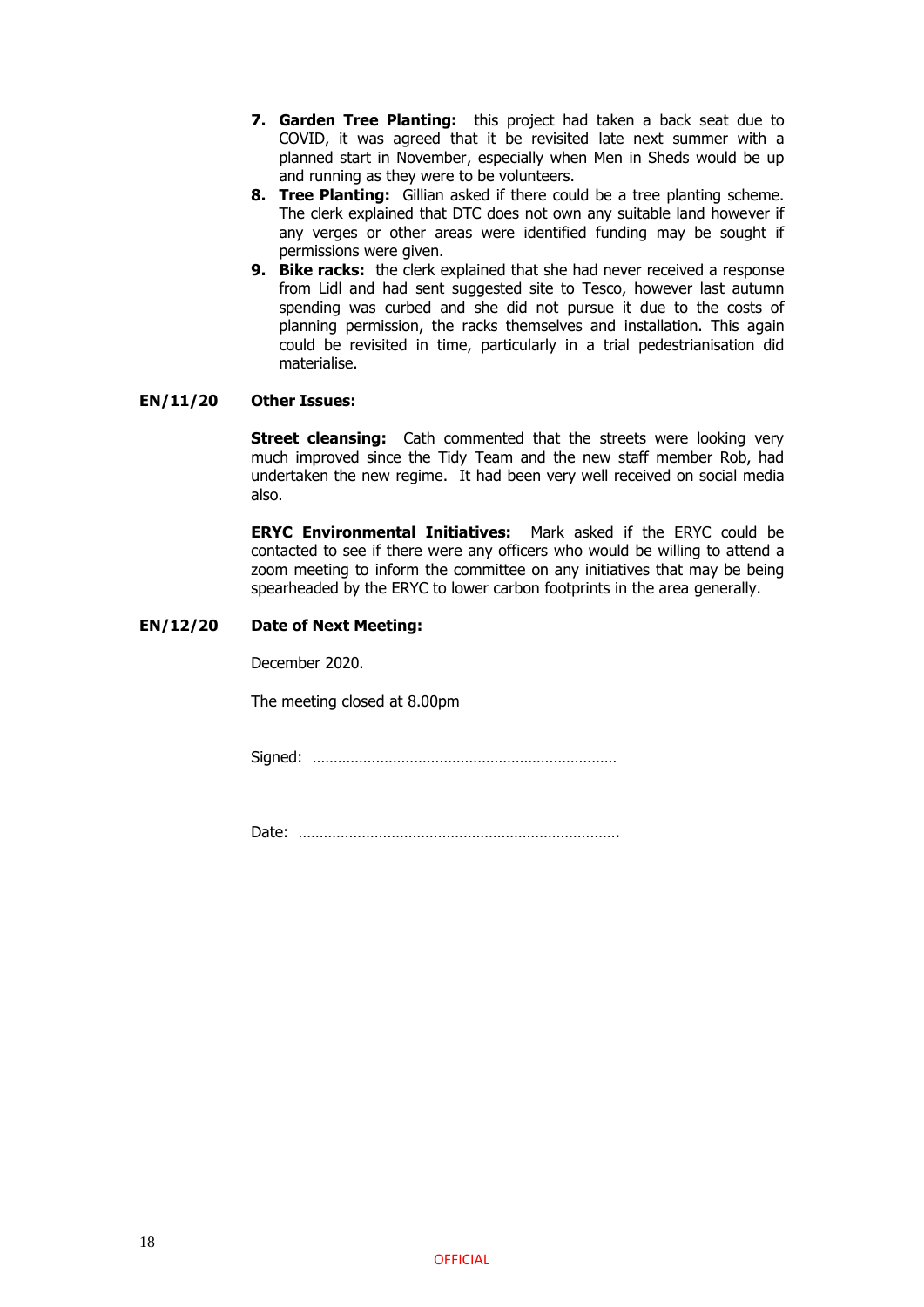7. **Garden Tree Planting:** this project had taken a back seat due to COVID, it was agreed that it be revisited late next summer with a planned start in November, especially when Men in Sheds would be up and running as they were to be volunteers.
8. **Tree Planting:** Gillian asked if there could be a tree planting scheme. The clerk explained that DTC does not own any suitable land however if any verges or other areas were identified funding may be sought if permissions were given.
9. **Bike racks:** the clerk explained that she had never received a response from Lidl and had sent suggested site to Tesco, however last autumn spending was curbed and she did not pursue it due to the costs of planning permission, the racks themselves and installation. This again could be revisited in time, particularly in a trial pedestrianisation did materialise.

**EN/11/20 Other Issues:**

**Street cleansing:** Cath commented that the streets were looking very much improved since the Tidy Team and the new staff member Rob, had undertaken the new regime. It had been very well received on social media also.

**ERYC Environmental Initiatives:** Mark asked if the ERYC could be contacted to see if there were any officers who would be willing to attend a zoom meeting to inform the committee on any initiatives that may be being spearheaded by the ERYC to lower carbon footprints in the area generally.

**EN/12/20 Date of Next Meeting:**

December 2020.

The meeting closed at 8.00pm

Signed: ………………………………………………………………

Date: …………………………………………………………………